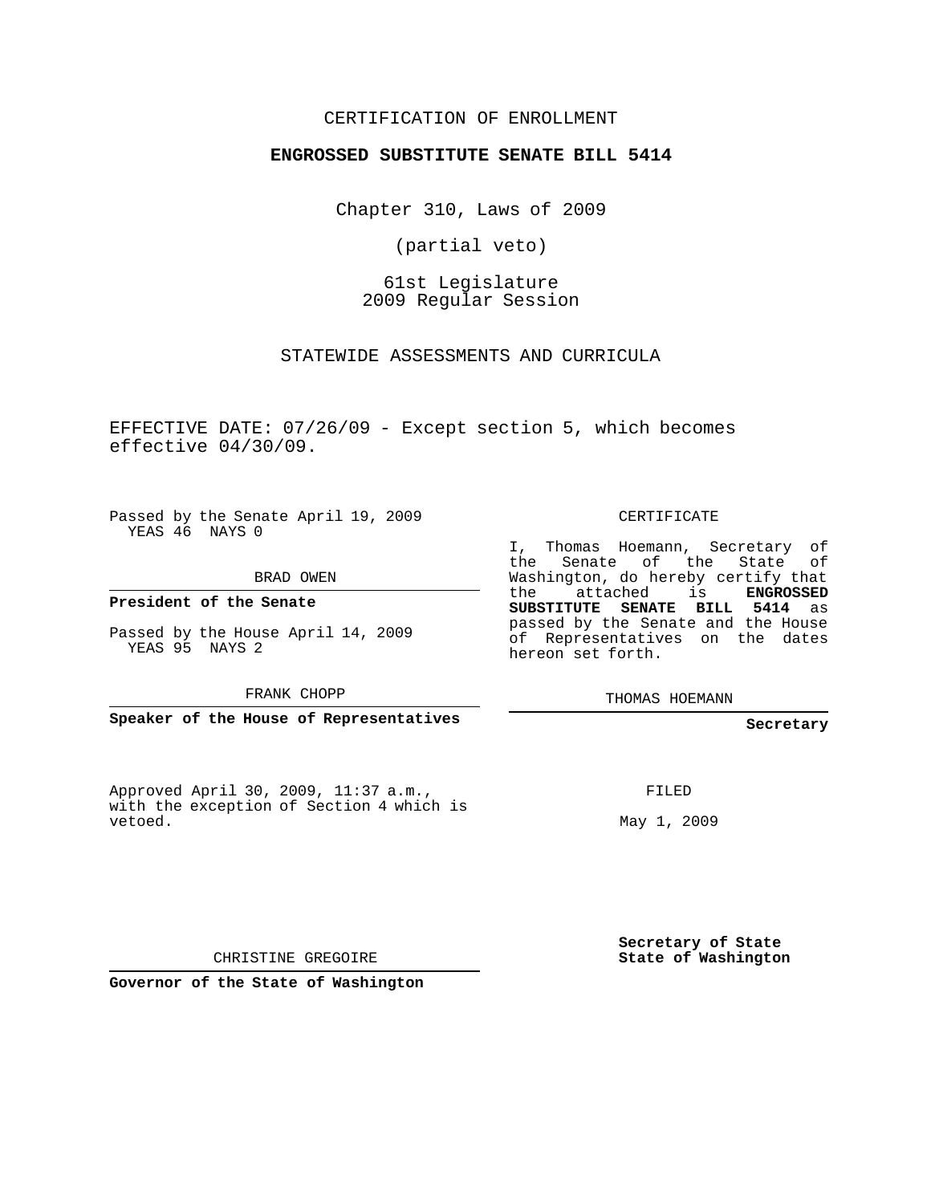CERTIFICATION OF ENROLLMENT

**ENGROSSED SUBSTITUTE SENATE BILL 5414**

Chapter 310, Laws of 2009

(partial veto)

61st Legislature
2009 Regular Session

STATEWIDE ASSESSMENTS AND CURRICULA

EFFECTIVE DATE: 07/26/09 - Except section 5, which becomes effective 04/30/09.

Passed by the Senate April 19, 2009
YEAS 46 NAYS 0

BRAD OWEN

**President of the Senate**

Passed by the House April 14, 2009
YEAS 95 NAYS 2

FRANK CHOPP

**Speaker of the House of Representatives**

CERTIFICATE

I, Thomas Hoemann, Secretary of the Senate of the State of Washington, do hereby certify that the attached is **ENGROSSED SUBSTITUTE SENATE BILL 5414** as passed by the Senate and the House of Representatives on the dates hereon set forth.

THOMAS HOEMANN

**Secretary**

Approved April 30, 2009, 11:37 a.m., with the exception of Section 4 which is vetoed.

FILED

May 1, 2009

CHRISTINE GREGOIRE

**Governor of the State of Washington**

**Secretary of State**
**State of Washington**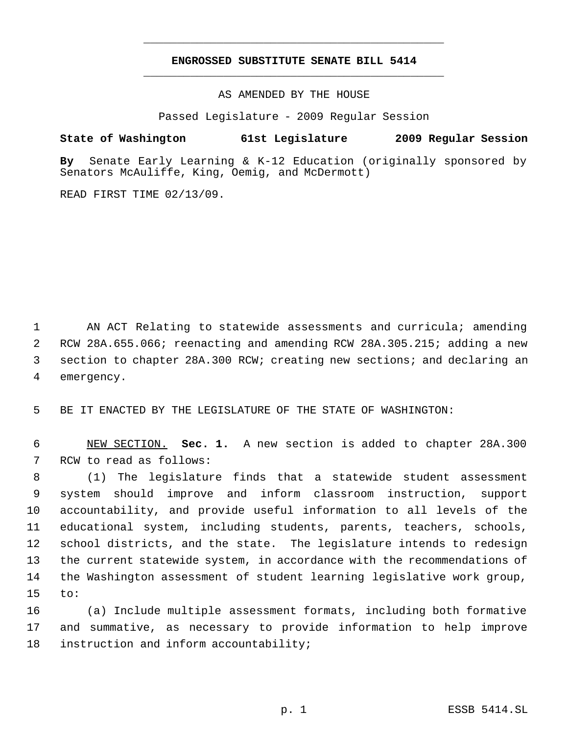# ENGROSSED SUBSTITUTE SENATE BILL 5414

AS AMENDED BY THE HOUSE

Passed Legislature - 2009 Regular Session

**State of Washington 61st Legislature 2009 Regular Session**

**By** Senate Early Learning & K-12 Education (originally sponsored by Senators McAuliffe, King, Oemig, and McDermott)

READ FIRST TIME 02/13/09.

AN ACT Relating to statewide assessments and curricula; amending RCW 28A.655.066; reenacting and amending RCW 28A.305.215; adding a new section to chapter 28A.300 RCW; creating new sections; and declaring an emergency.

BE IT ENACTED BY THE LEGISLATURE OF THE STATE OF WASHINGTON:

NEW SECTION. **Sec. 1.** A new section is added to chapter 28A.300 RCW to read as follows:

(1) The legislature finds that a statewide student assessment system should improve and inform classroom instruction, support accountability, and provide useful information to all levels of the educational system, including students, parents, teachers, schools, school districts, and the state. The legislature intends to redesign the current statewide system, in accordance with the recommendations of the Washington assessment of student learning legislative work group, to:

(a) Include multiple assessment formats, including both formative and summative, as necessary to provide information to help improve instruction and inform accountability;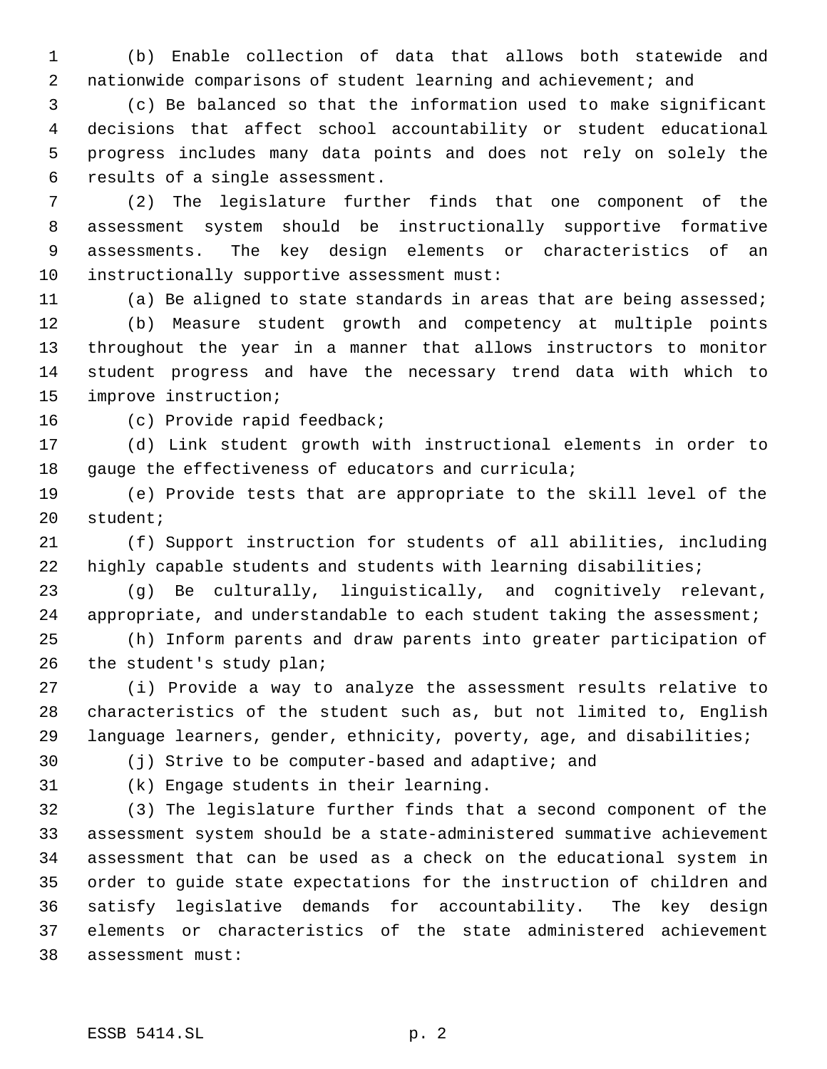(b) Enable collection of data that allows both statewide and nationwide comparisons of student learning and achievement; and

(c) Be balanced so that the information used to make significant decisions that affect school accountability or student educational progress includes many data points and does not rely on solely the results of a single assessment.

(2) The legislature further finds that one component of the assessment system should be instructionally supportive formative assessments. The key design elements or characteristics of an instructionally supportive assessment must:

(a) Be aligned to state standards in areas that are being assessed;

(b) Measure student growth and competency at multiple points throughout the year in a manner that allows instructors to monitor student progress and have the necessary trend data with which to improve instruction;

(c) Provide rapid feedback;

(d) Link student growth with instructional elements in order to gauge the effectiveness of educators and curricula;

(e) Provide tests that are appropriate to the skill level of the student;

(f) Support instruction for students of all abilities, including highly capable students and students with learning disabilities;

(g) Be culturally, linguistically, and cognitively relevant, appropriate, and understandable to each student taking the assessment;

(h) Inform parents and draw parents into greater participation of the student's study plan;

(i) Provide a way to analyze the assessment results relative to characteristics of the student such as, but not limited to, English language learners, gender, ethnicity, poverty, age, and disabilities;

(j) Strive to be computer-based and adaptive; and

(k) Engage students in their learning.

(3) The legislature further finds that a second component of the assessment system should be a state-administered summative achievement assessment that can be used as a check on the educational system in order to guide state expectations for the instruction of children and satisfy legislative demands for accountability. The key design elements or characteristics of the state administered achievement assessment must: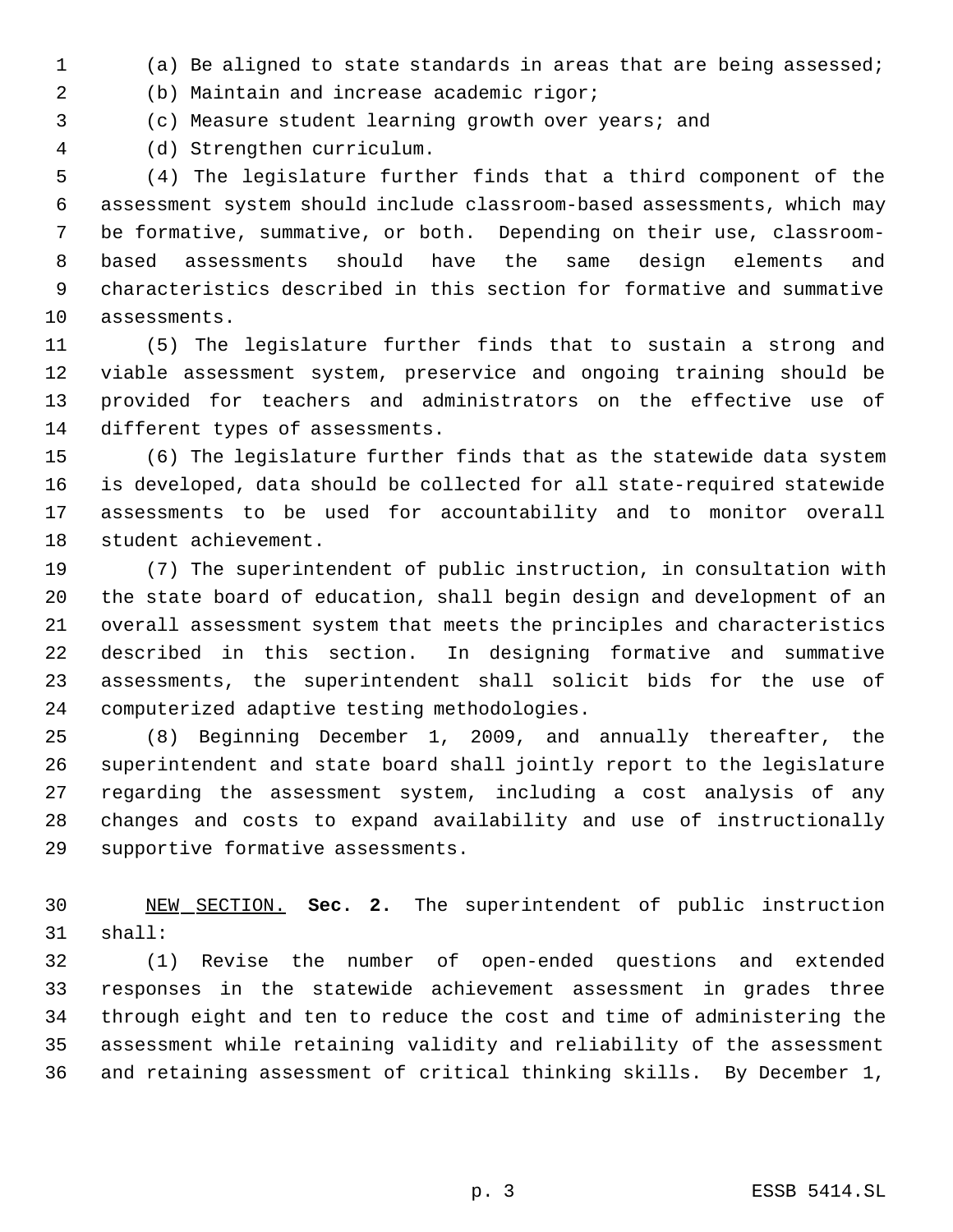(a) Be aligned to state standards in areas that are being assessed;

(b) Maintain and increase academic rigor;

(c) Measure student learning growth over years; and

(d) Strengthen curriculum.

(4) The legislature further finds that a third component of the assessment system should include classroom-based assessments, which may be formative, summative, or both. Depending on their use, classroom-based assessments should have the same design elements and characteristics described in this section for formative and summative assessments.

(5) The legislature further finds that to sustain a strong and viable assessment system, preservice and ongoing training should be provided for teachers and administrators on the effective use of different types of assessments.

(6) The legislature further finds that as the statewide data system is developed, data should be collected for all state-required statewide assessments to be used for accountability and to monitor overall student achievement.

(7) The superintendent of public instruction, in consultation with the state board of education, shall begin design and development of an overall assessment system that meets the principles and characteristics described in this section. In designing formative and summative assessments, the superintendent shall solicit bids for the use of computerized adaptive testing methodologies.

(8) Beginning December 1, 2009, and annually thereafter, the superintendent and state board shall jointly report to the legislature regarding the assessment system, including a cost analysis of any changes and costs to expand availability and use of instructionally supportive formative assessments.

NEW SECTION. **Sec. 2.** The superintendent of public instruction shall:

(1) Revise the number of open-ended questions and extended responses in the statewide achievement assessment in grades three through eight and ten to reduce the cost and time of administering the assessment while retaining validity and reliability of the assessment and retaining assessment of critical thinking skills. By December 1,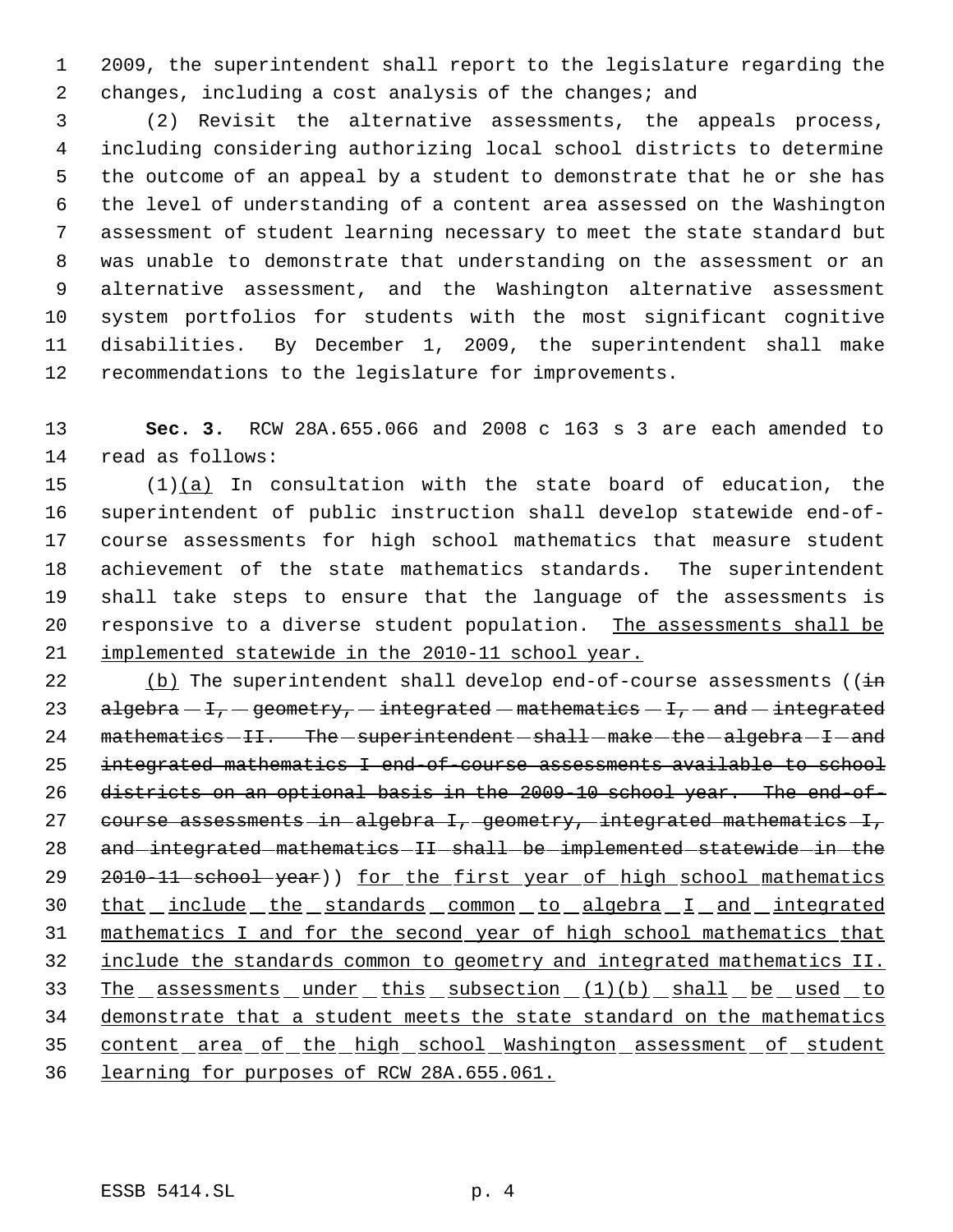2009, the superintendent shall report to the legislature regarding the changes, including a cost analysis of the changes; and

(2) Revisit the alternative assessments, the appeals process, including considering authorizing local school districts to determine the outcome of an appeal by a student to demonstrate that he or she has the level of understanding of a content area assessed on the Washington assessment of student learning necessary to meet the state standard but was unable to demonstrate that understanding on the assessment or an alternative assessment, and the Washington alternative assessment system portfolios for students with the most significant cognitive disabilities. By December 1, 2009, the superintendent shall make recommendations to the legislature for improvements.

**Sec. 3.** RCW 28A.655.066 and 2008 c 163 s 3 are each amended to read as follows:

(1)(a) In consultation with the state board of education, the superintendent of public instruction shall develop statewide end-of-course assessments for high school mathematics that measure student achievement of the state mathematics standards. The superintendent shall take steps to ensure that the language of the assessments is responsive to a diverse student population. The assessments shall be implemented statewide in the 2010-11 school year.

(b) The superintendent shall develop end-of-course assessments ((in algebra I, geometry, integrated mathematics I, and integrated mathematics II. The superintendent shall make the algebra I and integrated mathematics I end-of-course assessments available to school districts on an optional basis in the 2009-10 school year. The end-of-course assessments in algebra I, geometry, integrated mathematics I, and integrated mathematics II shall be implemented statewide in the 2010-11 school year)) for the first year of high school mathematics that include the standards common to algebra I and integrated mathematics I and for the second year of high school mathematics that include the standards common to geometry and integrated mathematics II. The assessments under this subsection (1)(b) shall be used to demonstrate that a student meets the state standard on the mathematics content area of the high school Washington assessment of student learning for purposes of RCW 28A.655.061.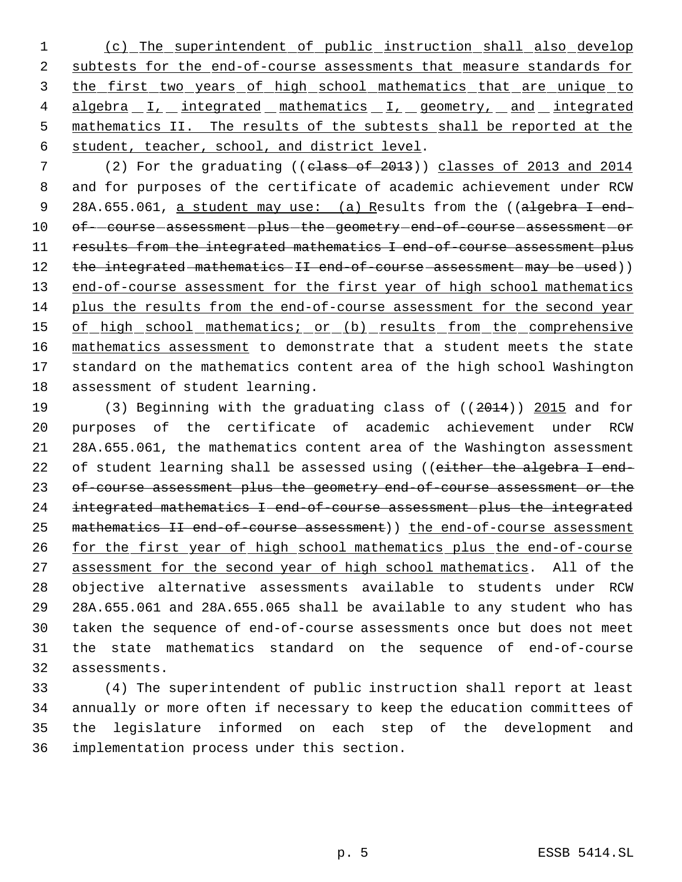(c) The superintendent of public instruction shall also develop subtests for the end-of-course assessments that measure standards for the first two years of high school mathematics that are unique to algebra I, integrated mathematics I, geometry, and integrated mathematics II. The results of the subtests shall be reported at the student, teacher, school, and district level.

(2) For the graduating ((class of 2013)) classes of 2013 and 2014 and for purposes of the certificate of academic achievement under RCW 28A.655.061, a student may use: (a) Results from the ((algebra I end-of-course assessment plus the geometry end-of-course assessment or results from the integrated mathematics I end-of-course assessment plus the integrated mathematics II end-of-course assessment may be used)) end-of-course assessment for the first year of high school mathematics plus the results from the end-of-course assessment for the second year of high school mathematics; or (b) results from the comprehensive mathematics assessment to demonstrate that a student meets the state standard on the mathematics content area of the high school Washington assessment of student learning.

(3) Beginning with the graduating class of ((2014)) 2015 and for purposes of the certificate of academic achievement under RCW 28A.655.061, the mathematics content area of the Washington assessment of student learning shall be assessed using ((either the algebra I end-of-course assessment plus the geometry end-of-course assessment or the integrated mathematics I end-of-course assessment plus the integrated mathematics II end-of-course assessment)) the end-of-course assessment for the first year of high school mathematics plus the end-of-course assessment for the second year of high school mathematics. All of the objective alternative assessments available to students under RCW 28A.655.061 and 28A.655.065 shall be available to any student who has taken the sequence of end-of-course assessments once but does not meet the state mathematics standard on the sequence of end-of-course assessments.

(4) The superintendent of public instruction shall report at least annually or more often if necessary to keep the education committees of the legislature informed on each step of the development and implementation process under this section.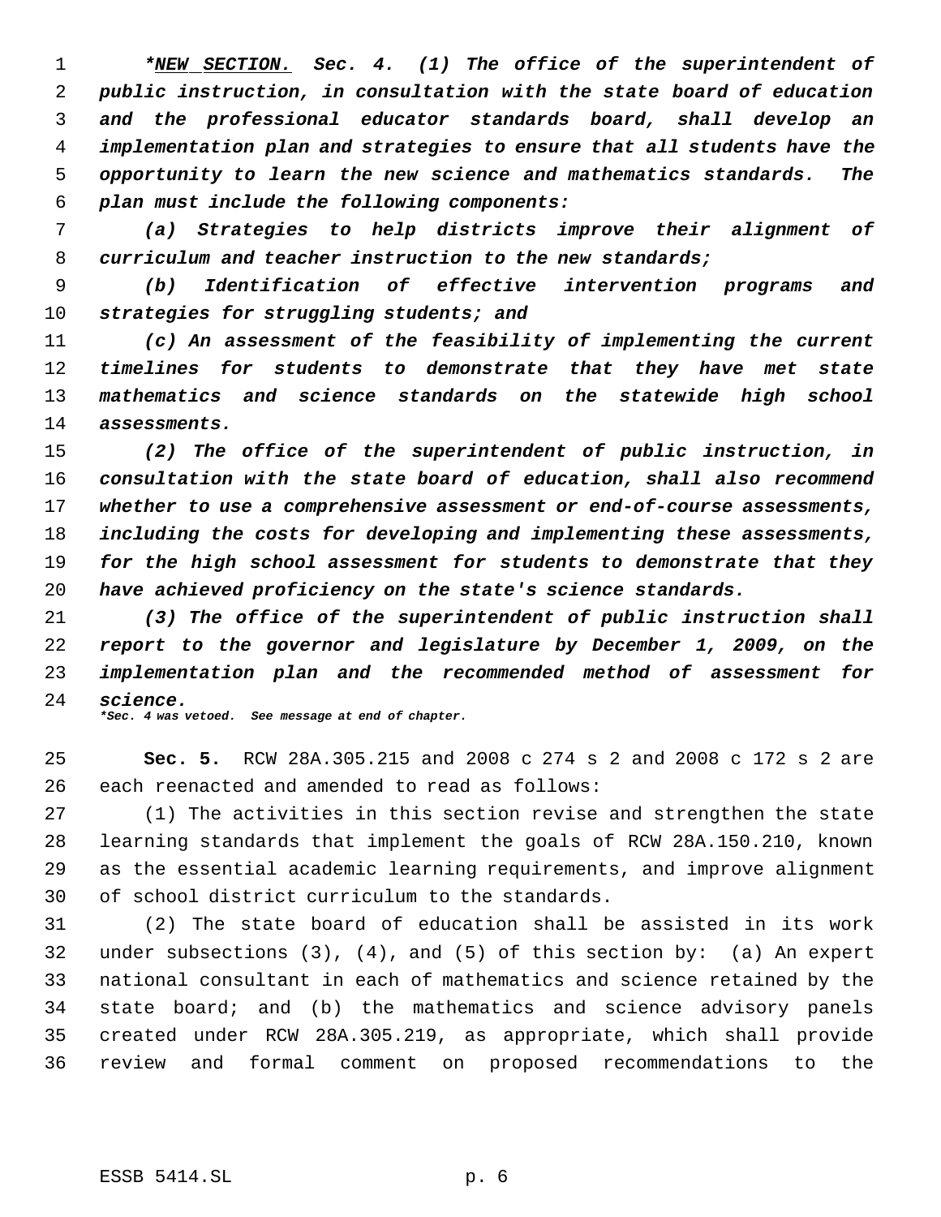*\*<u>NEW SECTION.</u> Sec. 4. (1) The office of the superintendent of public instruction, in consultation with the state board of education and the professional educator standards board, shall develop an implementation plan and strategies to ensure that all students have the opportunity to learn the new science and mathematics standards. The plan must include the following components:*

*(a) Strategies to help districts improve their alignment of curriculum and teacher instruction to the new standards;*

*(b) Identification of effective intervention programs and strategies for struggling students; and*

*(c) An assessment of the feasibility of implementing the current timelines for students to demonstrate that they have met state mathematics and science standards on the statewide high school assessments.*

*(2) The office of the superintendent of public instruction, in consultation with the state board of education, shall also recommend whether to use a comprehensive assessment or end-of-course assessments, including the costs for developing and implementing these assessments, for the high school assessment for students to demonstrate that they have achieved proficiency on the state's science standards.*

*(3) The office of the superintendent of public instruction shall report to the governor and legislature by December 1, 2009, on the implementation plan and the recommended method of assessment for science.*

***Sec. 4 was vetoed. See message at end of chapter.***

**Sec. 5.** RCW 28A.305.215 and 2008 c 274 s 2 and 2008 c 172 s 2 are each reenacted and amended to read as follows:

(1) The activities in this section revise and strengthen the state learning standards that implement the goals of RCW 28A.150.210, known as the essential academic learning requirements, and improve alignment of school district curriculum to the standards.

(2) The state board of education shall be assisted in its work under subsections (3), (4), and (5) of this section by: (a) An expert national consultant in each of mathematics and science retained by the state board; and (b) the mathematics and science advisory panels created under RCW 28A.305.219, as appropriate, which shall provide review and formal comment on proposed recommendations to the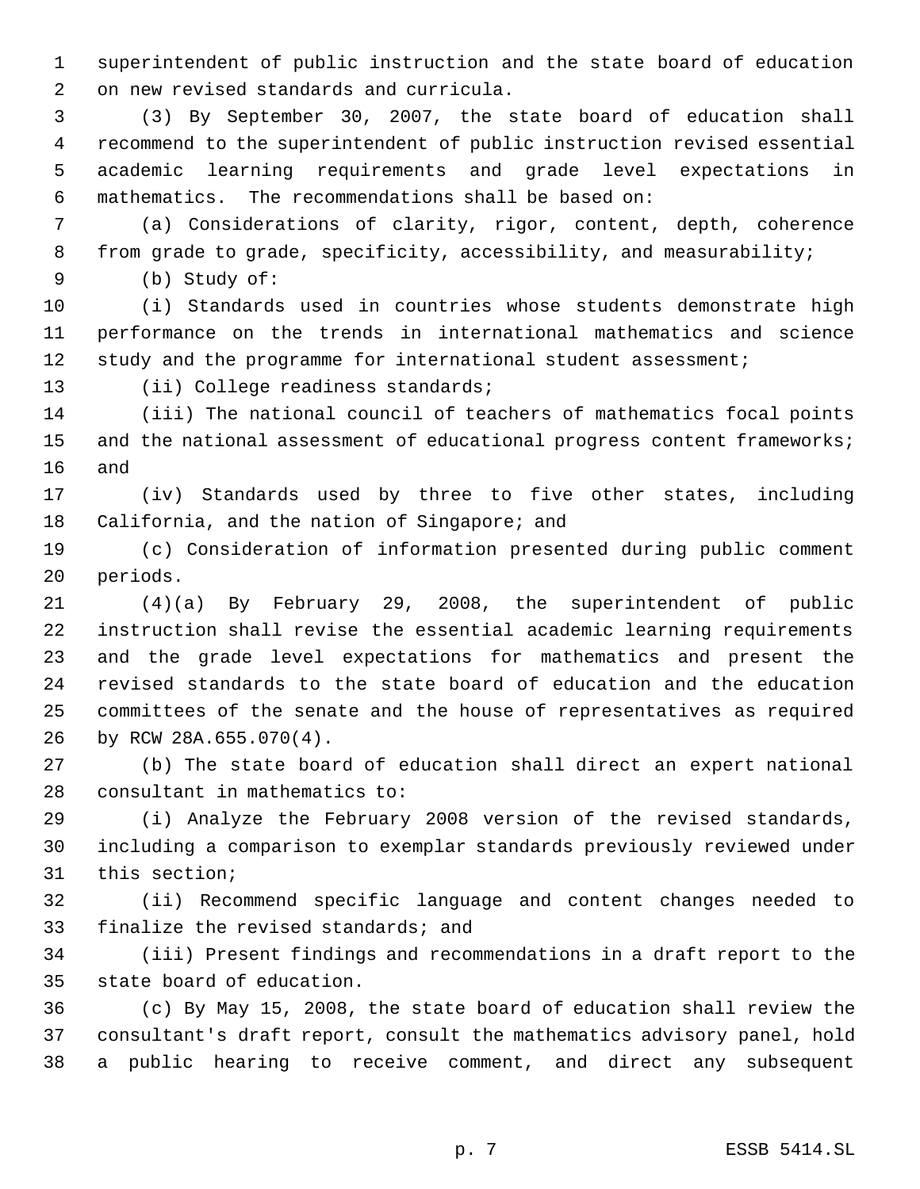superintendent of public instruction and the state board of education on new revised standards and curricula.

(3) By September 30, 2007, the state board of education shall recommend to the superintendent of public instruction revised essential academic learning requirements and grade level expectations in mathematics. The recommendations shall be based on:

(a) Considerations of clarity, rigor, content, depth, coherence from grade to grade, specificity, accessibility, and measurability;

(b) Study of:

(i) Standards used in countries whose students demonstrate high performance on the trends in international mathematics and science study and the programme for international student assessment;

(ii) College readiness standards;

(iii) The national council of teachers of mathematics focal points and the national assessment of educational progress content frameworks; and

(iv) Standards used by three to five other states, including California, and the nation of Singapore; and

(c) Consideration of information presented during public comment periods.

(4)(a) By February 29, 2008, the superintendent of public instruction shall revise the essential academic learning requirements and the grade level expectations for mathematics and present the revised standards to the state board of education and the education committees of the senate and the house of representatives as required by RCW 28A.655.070(4).

(b) The state board of education shall direct an expert national consultant in mathematics to:

(i) Analyze the February 2008 version of the revised standards, including a comparison to exemplar standards previously reviewed under this section;

(ii) Recommend specific language and content changes needed to finalize the revised standards; and

(iii) Present findings and recommendations in a draft report to the state board of education.

(c) By May 15, 2008, the state board of education shall review the consultant's draft report, consult the mathematics advisory panel, hold a public hearing to receive comment, and direct any subsequent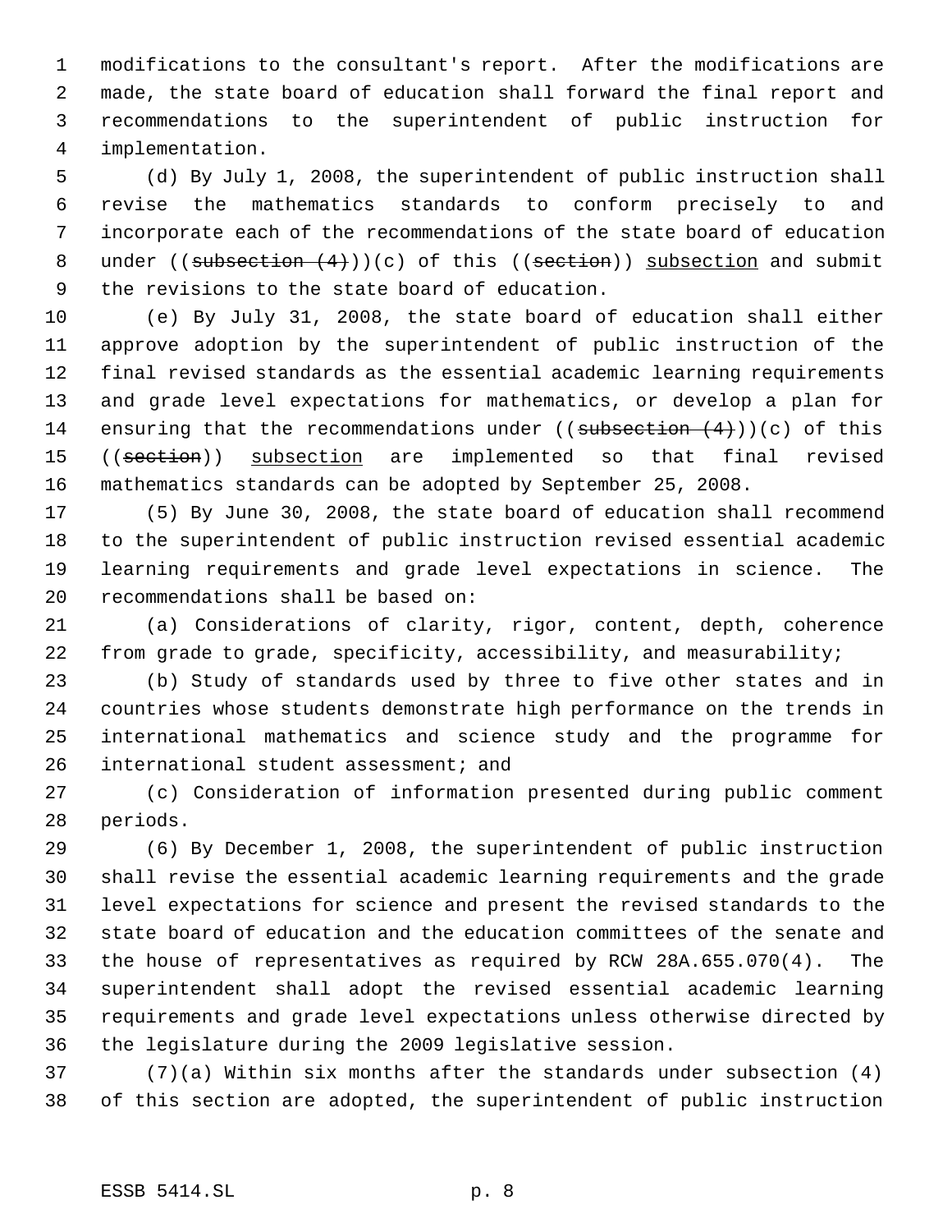modifications to the consultant's report. After the modifications are made, the state board of education shall forward the final report and recommendations to the superintendent of public instruction for implementation.

(d) By July 1, 2008, the superintendent of public instruction shall revise the mathematics standards to conform precisely to and incorporate each of the recommendations of the state board of education under ((~~subsection (4)~~))(c) of this ((~~section~~)) <u>subsection</u> and submit the revisions to the state board of education.

(e) By July 31, 2008, the state board of education shall either approve adoption by the superintendent of public instruction of the final revised standards as the essential academic learning requirements and grade level expectations for mathematics, or develop a plan for ensuring that the recommendations under ((~~subsection (4)~~))(c) of this ((~~section~~)) <u>subsection</u> are implemented so that final revised mathematics standards can be adopted by September 25, 2008.

(5) By June 30, 2008, the state board of education shall recommend to the superintendent of public instruction revised essential academic learning requirements and grade level expectations in science. The recommendations shall be based on:

(a) Considerations of clarity, rigor, content, depth, coherence from grade to grade, specificity, accessibility, and measurability;

(b) Study of standards used by three to five other states and in countries whose students demonstrate high performance on the trends in international mathematics and science study and the programme for international student assessment; and

(c) Consideration of information presented during public comment periods.

(6) By December 1, 2008, the superintendent of public instruction shall revise the essential academic learning requirements and the grade level expectations for science and present the revised standards to the state board of education and the education committees of the senate and the house of representatives as required by RCW 28A.655.070(4). The superintendent shall adopt the revised essential academic learning requirements and grade level expectations unless otherwise directed by the legislature during the 2009 legislative session.

(7)(a) Within six months after the standards under subsection (4) of this section are adopted, the superintendent of public instruction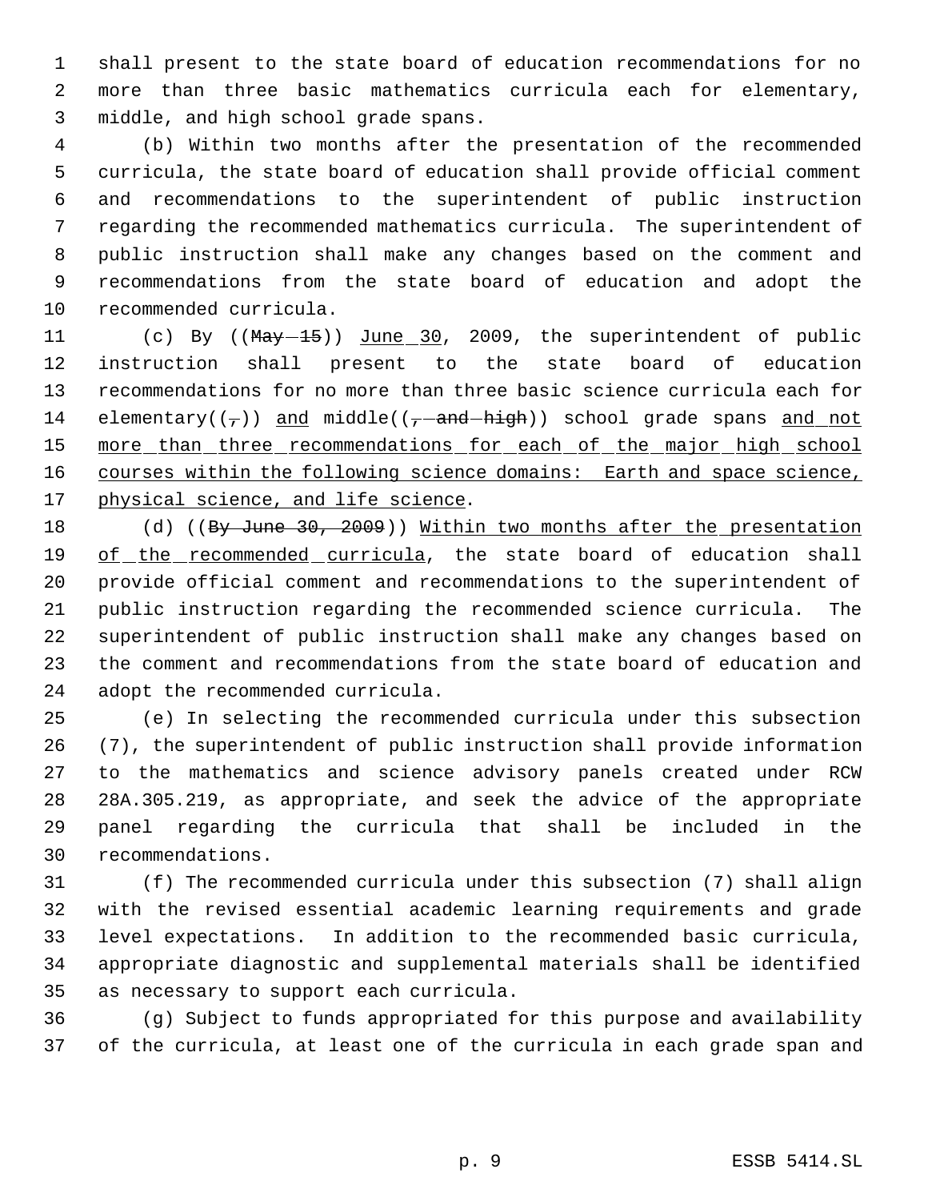shall present to the state board of education recommendations for no more than three basic mathematics curricula each for elementary, middle, and high school grade spans.

(b) Within two months after the presentation of the recommended curricula, the state board of education shall provide official comment and recommendations to the superintendent of public instruction regarding the recommended mathematics curricula. The superintendent of public instruction shall make any changes based on the comment and recommendations from the state board of education and adopt the recommended curricula.

(c) By ((~~May 15~~)) June 30, 2009, the superintendent of public instruction shall present to the state board of education recommendations for no more than three basic science curricula each for elementary((~~,~~)) and middle((~~, and high~~)) school grade spans and not more than three recommendations for each of the major high school courses within the following science domains: Earth and space science, physical science, and life science.

(d) ((~~By June 30, 2009~~)) Within two months after the presentation of the recommended curricula, the state board of education shall provide official comment and recommendations to the superintendent of public instruction regarding the recommended science curricula. The superintendent of public instruction shall make any changes based on the comment and recommendations from the state board of education and adopt the recommended curricula.

(e) In selecting the recommended curricula under this subsection (7), the superintendent of public instruction shall provide information to the mathematics and science advisory panels created under RCW 28A.305.219, as appropriate, and seek the advice of the appropriate panel regarding the curricula that shall be included in the recommendations.

(f) The recommended curricula under this subsection (7) shall align with the revised essential academic learning requirements and grade level expectations. In addition to the recommended basic curricula, appropriate diagnostic and supplemental materials shall be identified as necessary to support each curricula.

(g) Subject to funds appropriated for this purpose and availability of the curricula, at least one of the curricula in each grade span and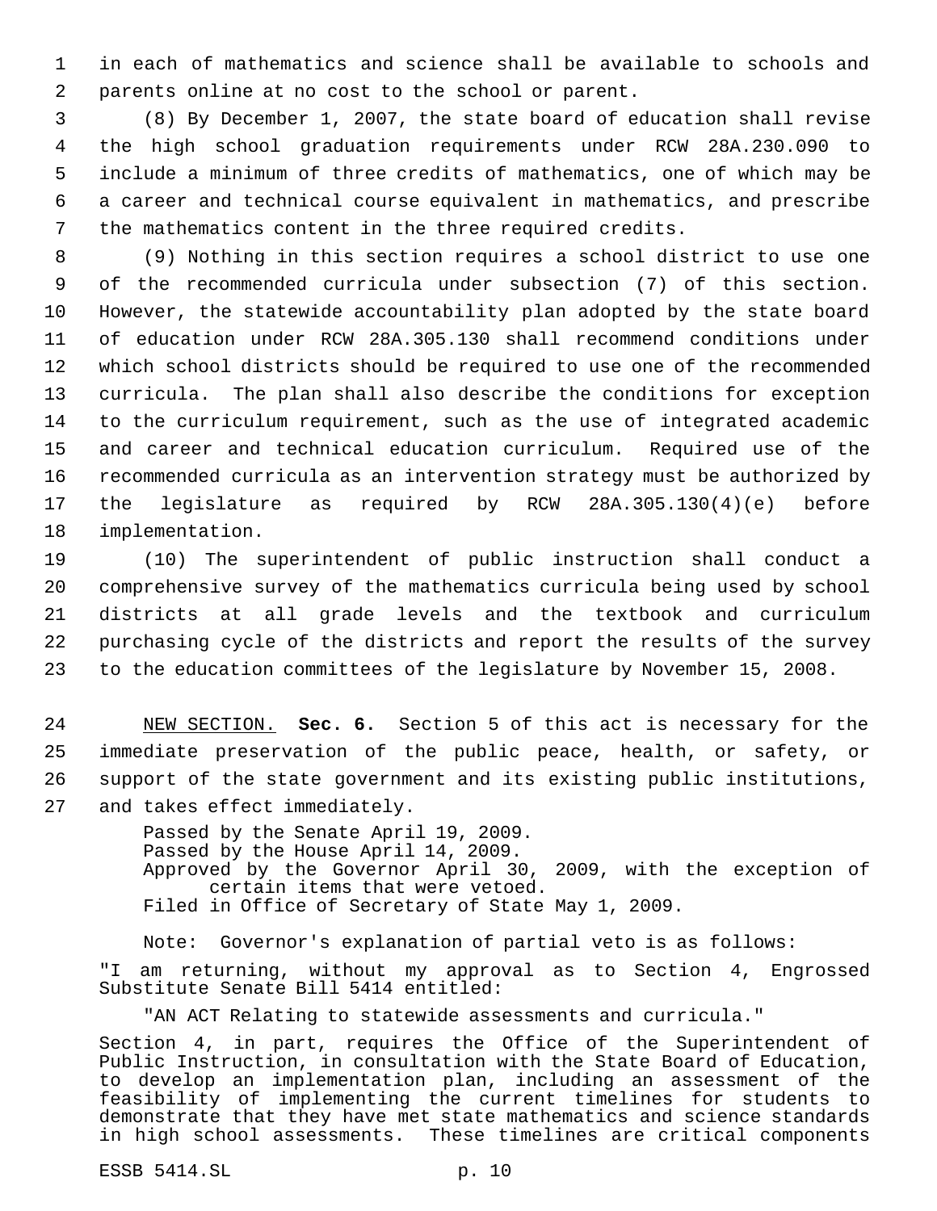in each of mathematics and science shall be available to schools and parents online at no cost to the school or parent.

(8) By December 1, 2007, the state board of education shall revise the high school graduation requirements under RCW 28A.230.090 to include a minimum of three credits of mathematics, one of which may be a career and technical course equivalent in mathematics, and prescribe the mathematics content in the three required credits.

(9) Nothing in this section requires a school district to use one of the recommended curricula under subsection (7) of this section. However, the statewide accountability plan adopted by the state board of education under RCW 28A.305.130 shall recommend conditions under which school districts should be required to use one of the recommended curricula. The plan shall also describe the conditions for exception to the curriculum requirement, such as the use of integrated academic and career and technical education curriculum. Required use of the recommended curricula as an intervention strategy must be authorized by the legislature as required by RCW 28A.305.130(4)(e) before implementation.

(10) The superintendent of public instruction shall conduct a comprehensive survey of the mathematics curricula being used by school districts at all grade levels and the textbook and curriculum purchasing cycle of the districts and report the results of the survey to the education committees of the legislature by November 15, 2008.

NEW SECTION. **Sec. 6.** Section 5 of this act is necessary for the immediate preservation of the public peace, health, or safety, or support of the state government and its existing public institutions, and takes effect immediately.

Passed by the Senate April 19, 2009.
Passed by the House April 14, 2009.
Approved by the Governor April 30, 2009, with the exception of certain items that were vetoed.
Filed in Office of Secretary of State May 1, 2009.

Note: Governor's explanation of partial veto is as follows:

"I am returning, without my approval as to Section 4, Engrossed Substitute Senate Bill 5414 entitled:

"AN ACT Relating to statewide assessments and curricula."

Section 4, in part, requires the Office of the Superintendent of Public Instruction, in consultation with the State Board of Education, to develop an implementation plan, including an assessment of the feasibility of implementing the current timelines for students to demonstrate that they have met state mathematics and science standards in high school assessments. These timelines are critical components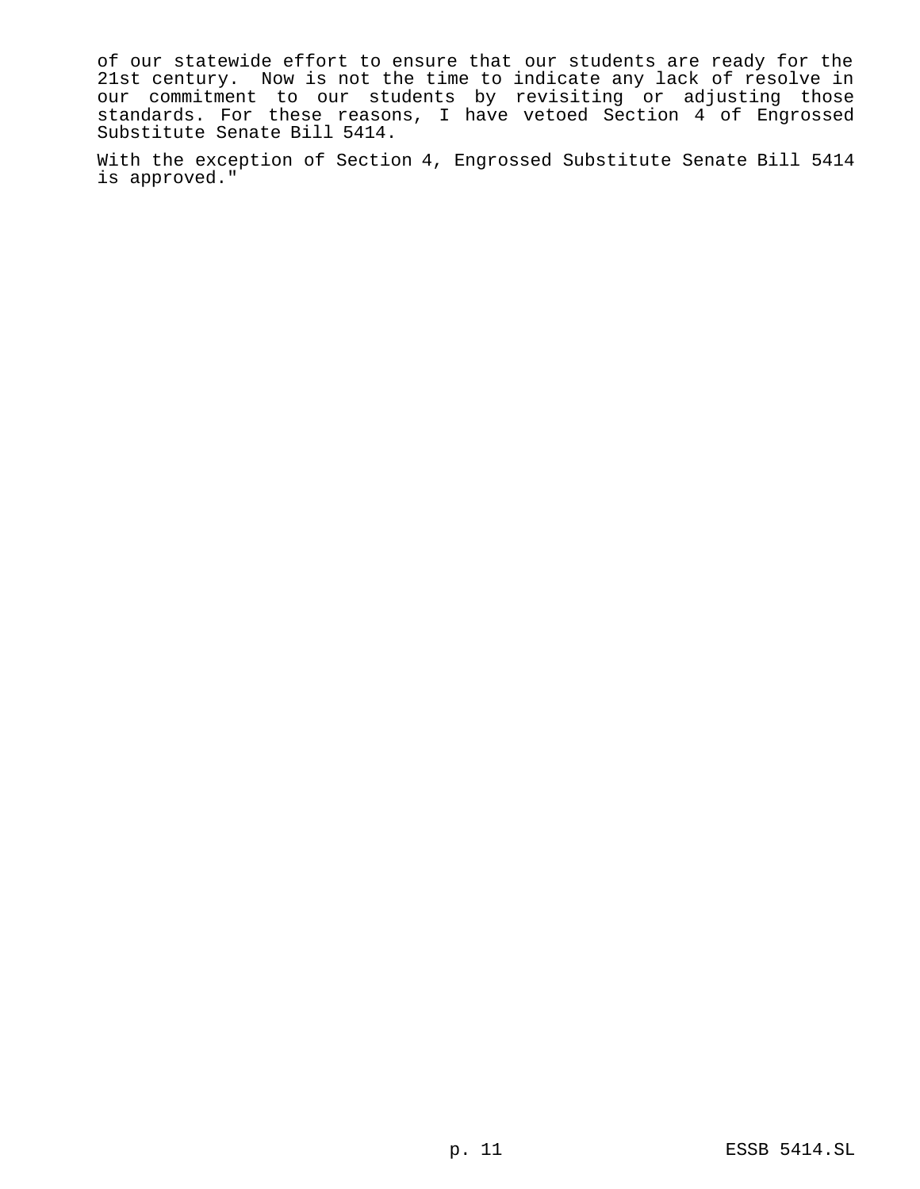of our statewide effort to ensure that our students are ready for the 21st century. Now is not the time to indicate any lack of resolve in our commitment to our students by revisiting or adjusting those standards. For these reasons, I have vetoed Section 4 of Engrossed Substitute Senate Bill 5414.

With the exception of Section 4, Engrossed Substitute Senate Bill 5414 is approved."